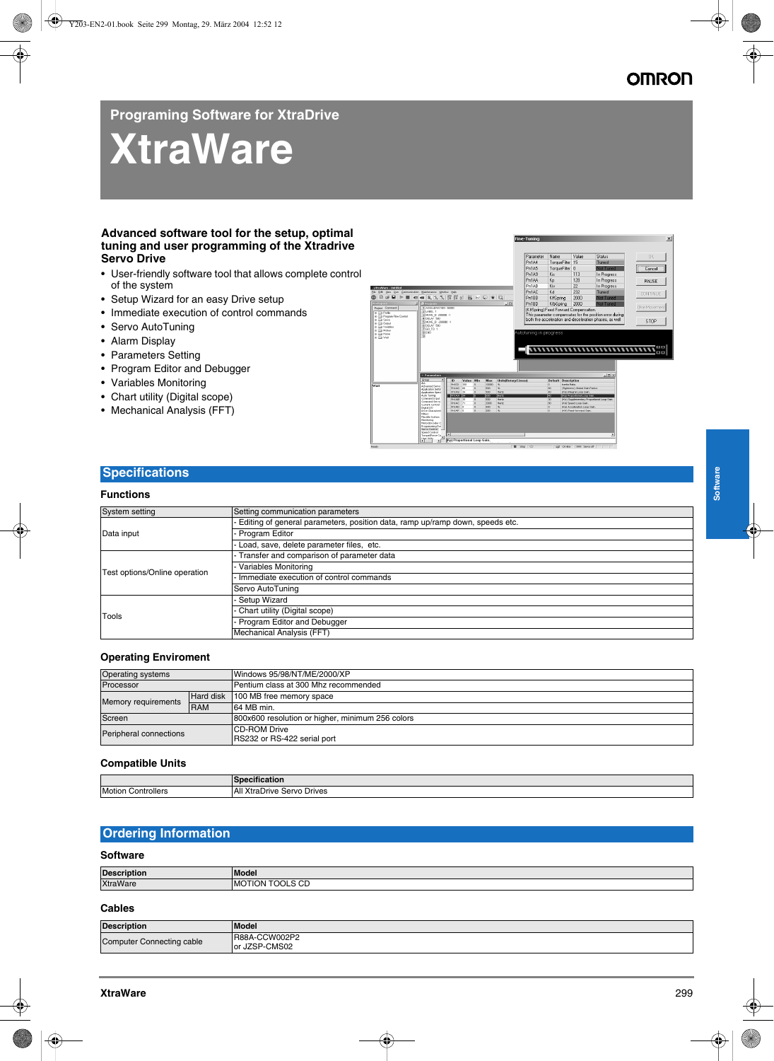# Programing Software for XtraDrive

# XtraWare

**Advanced software tool for the setup, optimal tuning and user programming of the Xtradrive Servo Drive**

- User-friendly software tool that allows complete control of the system
- Setup Wizard for an easy Drive setup
- Immediate execution of control commands
- Servo AutoTuning
- Alarm Display
- Parameters Setting
- Program Editor and Debugger
- Variables Monitoring
- Chart utility (Digital scope)
- Mechanical Analysis (FFT)

## Specifications

### Functions

| | |
|---|---|
| System setting | Setting communication parameters |
| Data input | - Editing of general parameters, position data, ramp up/ramp down, speeds etc. |
| | - Program Editor |
| | - Load, save, delete parameter files, etc. |
| Test options/Online operation | - Transfer and comparison of parameter data |
| | - Variables Monitoring |
| | - Immediate execution of control commands |
| | Servo AutoTuning |
| Tools | - Setup Wizard |
| | - Chart utility (Digital scope) |
| | - Program Editor and Debugger |
| | Mechanical Analysis (FFT) |

### Operating Enviroment

| | | |
|---|---|---|
| Operating systems | | Windows 95/98/NT/ME/2000/XP |
| Processor | | Pentium class at 300 Mhz recommended |
| Memory requirements | Hard disk | 100 MB free memory space |
| | RAM | 64 MB min. |
| Screen | | 800x600 resolution or higher, minimum 256 colors |
| Peripheral connections | | CD-ROM Drive<br>RS232 or RS-422 serial port |

### Compatible Units

| | Specification |
|---|---|
| Motion Controllers | All XtraDrive Servo Drives |

## Ordering Information

### Software

| Description | Model |
|---|---|
| XtraWare | MOTION TOOLS CD |

### Cables

| Description | Model |
|---|---|
| Computer Connecting cable | R88A-CCW002P2<br>or JZSP-CMS02 |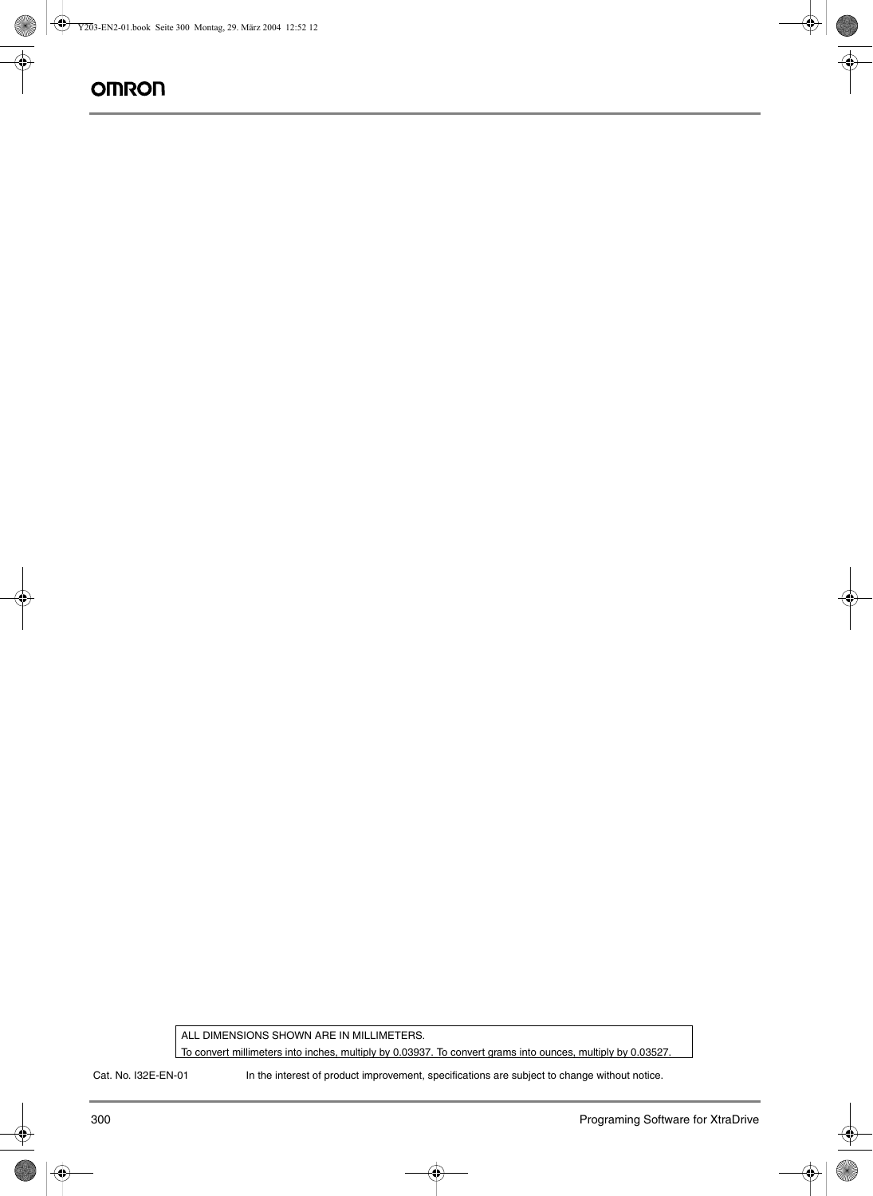ALL DIMENSIONS SHOWN ARE IN MILLIMETERS.

To convert millimeters into inches, multiply by 0.03937. To convert grams into ounces, multiply by 0.03527.

Cat. No. I32E-EN-01 In the interest of product improvement, specifications are subject to change without notice.